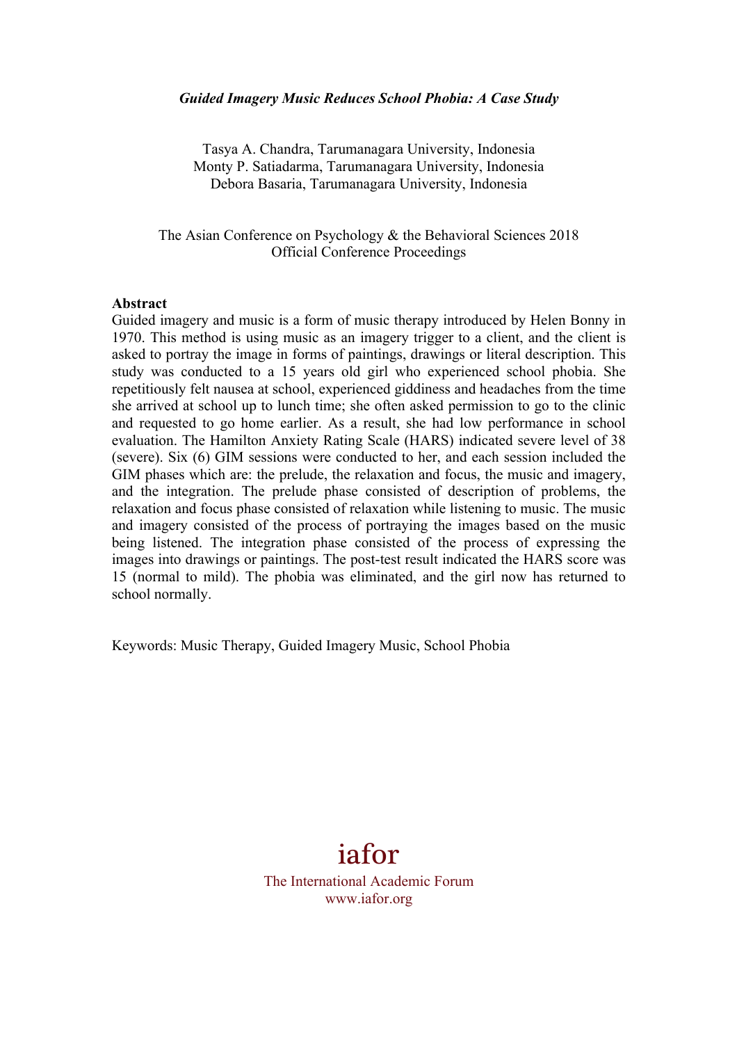***Guided Imagery Music Reduces School Phobia: A Case Study***

Tasya A. Chandra, Tarumanagara University, Indonesia
Monty P. Satiadarma, Tarumanagara University, Indonesia
Debora Basaria, Tarumanagara University, Indonesia

The Asian Conference on Psychology & the Behavioral Sciences 2018
Official Conference Proceedings

**Abstract**

Guided imagery and music is a form of music therapy introduced by Helen Bonny in 1970. This method is using music as an imagery trigger to a client, and the client is asked to portray the image in forms of paintings, drawings or literal description. This study was conducted to a 15 years old girl who experienced school phobia. She repetitiously felt nausea at school, experienced giddiness and headaches from the time she arrived at school up to lunch time; she often asked permission to go to the clinic and requested to go home earlier. As a result, she had low performance in school evaluation. The Hamilton Anxiety Rating Scale (HARS) indicated severe level of 38 (severe). Six (6) GIM sessions were conducted to her, and each session included the GIM phases which are: the prelude, the relaxation and focus, the music and imagery, and the integration. The prelude phase consisted of description of problems, the relaxation and focus phase consisted of relaxation while listening to music. The music and imagery consisted of the process of portraying the images based on the music being listened. The integration phase consisted of the process of expressing the images into drawings or paintings. The post-test result indicated the HARS score was 15 (normal to mild). The phobia was eliminated, and the girl now has returned to school normally.

Keywords: Music Therapy, Guided Imagery Music, School Phobia

iafor
The International Academic Forum
www.iafor.org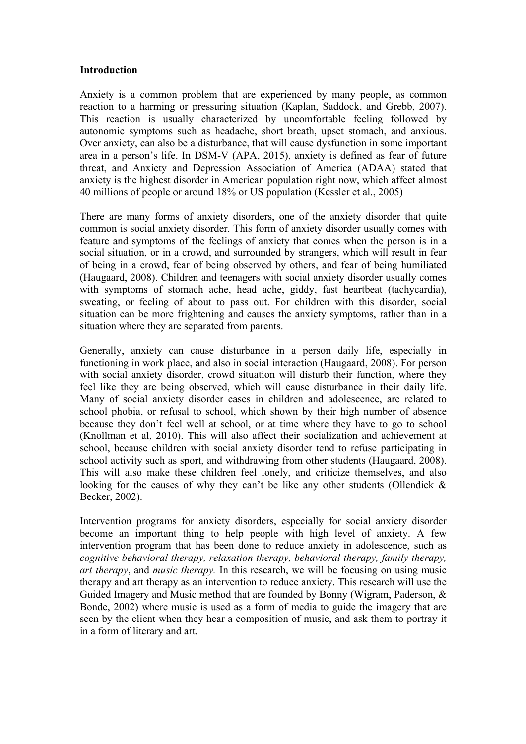**Introduction**

Anxiety is a common problem that are experienced by many people, as common reaction to a harming or pressuring situation (Kaplan, Saddock, and Grebb, 2007). This reaction is usually characterized by uncomfortable feeling followed by autonomic symptoms such as headache, short breath, upset stomach, and anxious. Over anxiety, can also be a disturbance, that will cause dysfunction in some important area in a person's life. In DSM-V (APA, 2015), anxiety is defined as fear of future threat, and Anxiety and Depression Association of America (ADAA) stated that anxiety is the highest disorder in American population right now, which affect almost 40 millions of people or around 18% or US population (Kessler et al., 2005)

There are many forms of anxiety disorders, one of the anxiety disorder that quite common is social anxiety disorder. This form of anxiety disorder usually comes with feature and symptoms of the feelings of anxiety that comes when the person is in a social situation, or in a crowd, and surrounded by strangers, which will result in fear of being in a crowd, fear of being observed by others, and fear of being humiliated (Haugaard, 2008). Children and teenagers with social anxiety disorder usually comes with symptoms of stomach ache, head ache, giddy, fast heartbeat (tachycardia), sweating, or feeling of about to pass out. For children with this disorder, social situation can be more frightening and causes the anxiety symptoms, rather than in a situation where they are separated from parents.

Generally, anxiety can cause disturbance in a person daily life, especially in functioning in work place, and also in social interaction (Haugaard, 2008). For person with social anxiety disorder, crowd situation will disturb their function, where they feel like they are being observed, which will cause disturbance in their daily life. Many of social anxiety disorder cases in children and adolescence, are related to school phobia, or refusal to school, which shown by their high number of absence because they don't feel well at school, or at time where they have to go to school (Knollman et al, 2010). This will also affect their socialization and achievement at school, because children with social anxiety disorder tend to refuse participating in school activity such as sport, and withdrawing from other students (Haugaard, 2008). This will also make these children feel lonely, and criticize themselves, and also looking for the causes of why they can't be like any other students (Ollendick & Becker, 2002).

Intervention programs for anxiety disorders, especially for social anxiety disorder become an important thing to help people with high level of anxiety. A few intervention program that has been done to reduce anxiety in adolescence, such as *cognitive behavioral therapy, relaxation therapy, behavioral therapy, family therapy, art therapy*, and *music therapy.* In this research, we will be focusing on using music therapy and art therapy as an intervention to reduce anxiety. This research will use the Guided Imagery and Music method that are founded by Bonny (Wigram, Paderson, & Bonde, 2002) where music is used as a form of media to guide the imagery that are seen by the client when they hear a composition of music, and ask them to portray it in a form of literary and art.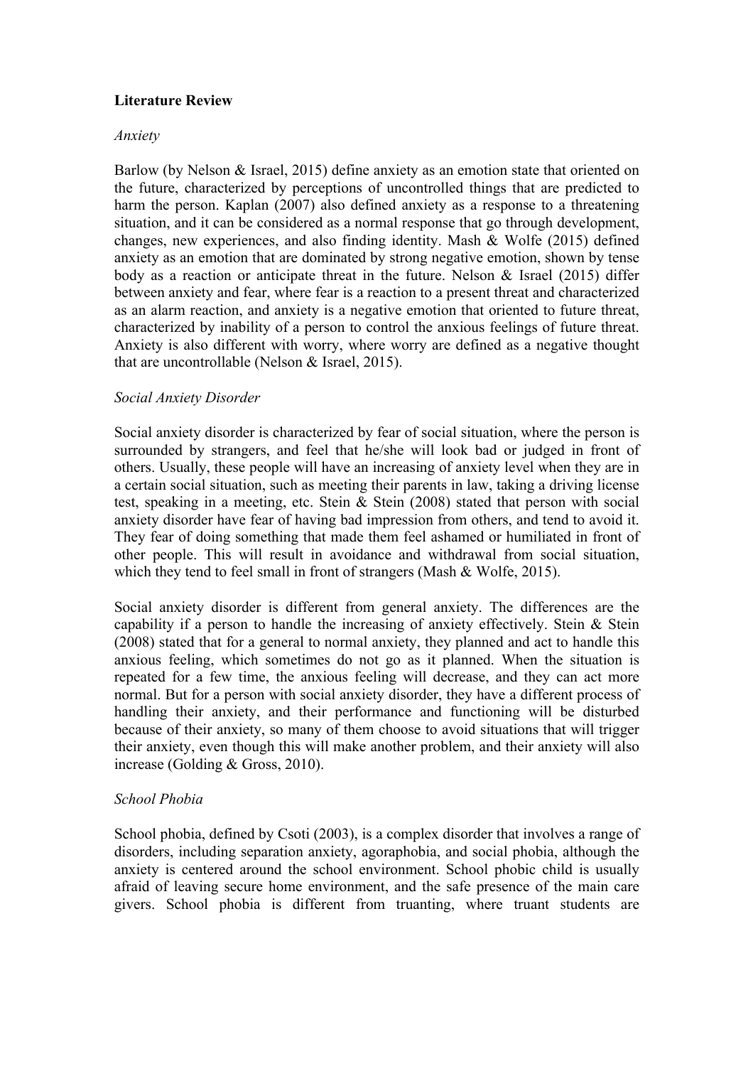**Literature Review**

*Anxiety*

Barlow (by Nelson & Israel, 2015) define anxiety as an emotion state that oriented on the future, characterized by perceptions of uncontrolled things that are predicted to harm the person. Kaplan (2007) also defined anxiety as a response to a threatening situation, and it can be considered as a normal response that go through development, changes, new experiences, and also finding identity. Mash & Wolfe (2015) defined anxiety as an emotion that are dominated by strong negative emotion, shown by tense body as a reaction or anticipate threat in the future. Nelson & Israel (2015) differ between anxiety and fear, where fear is a reaction to a present threat and characterized as an alarm reaction, and anxiety is a negative emotion that oriented to future threat, characterized by inability of a person to control the anxious feelings of future threat. Anxiety is also different with worry, where worry are defined as a negative thought that are uncontrollable (Nelson & Israel, 2015).

*Social Anxiety Disorder*

Social anxiety disorder is characterized by fear of social situation, where the person is surrounded by strangers, and feel that he/she will look bad or judged in front of others. Usually, these people will have an increasing of anxiety level when they are in a certain social situation, such as meeting their parents in law, taking a driving license test, speaking in a meeting, etc. Stein & Stein (2008) stated that person with social anxiety disorder have fear of having bad impression from others, and tend to avoid it. They fear of doing something that made them feel ashamed or humiliated in front of other people. This will result in avoidance and withdrawal from social situation, which they tend to feel small in front of strangers (Mash & Wolfe, 2015).

Social anxiety disorder is different from general anxiety. The differences are the capability if a person to handle the increasing of anxiety effectively. Stein & Stein (2008) stated that for a general to normal anxiety, they planned and act to handle this anxious feeling, which sometimes do not go as it planned. When the situation is repeated for a few time, the anxious feeling will decrease, and they can act more normal. But for a person with social anxiety disorder, they have a different process of handling their anxiety, and their performance and functioning will be disturbed because of their anxiety, so many of them choose to avoid situations that will trigger their anxiety, even though this will make another problem, and their anxiety will also increase (Golding & Gross, 2010).

*School Phobia*

School phobia, defined by Csoti (2003), is a complex disorder that involves a range of disorders, including separation anxiety, agoraphobia, and social phobia, although the anxiety is centered around the school environment. School phobic child is usually afraid of leaving secure home environment, and the safe presence of the main care givers. School phobia is different from truanting, where truant students are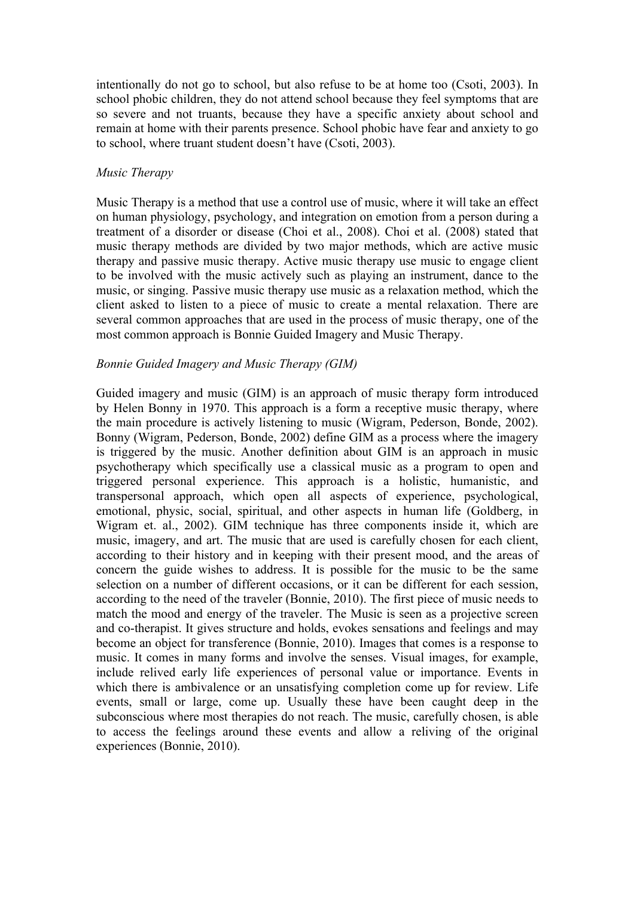intentionally do not go to school, but also refuse to be at home too (Csoti, 2003). In school phobic children, they do not attend school because they feel symptoms that are so severe and not truants, because they have a specific anxiety about school and remain at home with their parents presence. School phobic have fear and anxiety to go to school, where truant student doesn't have (Csoti, 2003).

*Music Therapy*

Music Therapy is a method that use a control use of music, where it will take an effect on human physiology, psychology, and integration on emotion from a person during a treatment of a disorder or disease (Choi et al., 2008). Choi et al. (2008) stated that music therapy methods are divided by two major methods, which are active music therapy and passive music therapy. Active music therapy use music to engage client to be involved with the music actively such as playing an instrument, dance to the music, or singing. Passive music therapy use music as a relaxation method, which the client asked to listen to a piece of music to create a mental relaxation. There are several common approaches that are used in the process of music therapy, one of the most common approach is Bonnie Guided Imagery and Music Therapy.

*Bonnie Guided Imagery and Music Therapy (GIM)*

Guided imagery and music (GIM) is an approach of music therapy form introduced by Helen Bonny in 1970. This approach is a form a receptive music therapy, where the main procedure is actively listening to music (Wigram, Pederson, Bonde, 2002). Bonny (Wigram, Pederson, Bonde, 2002) define GIM as a process where the imagery is triggered by the music. Another definition about GIM is an approach in music psychotherapy which specifically use a classical music as a program to open and triggered personal experience. This approach is a holistic, humanistic, and transpersonal approach, which open all aspects of experience, psychological, emotional, physic, social, spiritual, and other aspects in human life (Goldberg, in Wigram et. al., 2002). GIM technique has three components inside it, which are music, imagery, and art. The music that are used is carefully chosen for each client, according to their history and in keeping with their present mood, and the areas of concern the guide wishes to address. It is possible for the music to be the same selection on a number of different occasions, or it can be different for each session, according to the need of the traveler (Bonnie, 2010). The first piece of music needs to match the mood and energy of the traveler. The Music is seen as a projective screen and co-therapist. It gives structure and holds, evokes sensations and feelings and may become an object for transference (Bonnie, 2010). Images that comes is a response to music. It comes in many forms and involve the senses. Visual images, for example, include relived early life experiences of personal value or importance. Events in which there is ambivalence or an unsatisfying completion come up for review. Life events, small or large, come up. Usually these have been caught deep in the subconscious where most therapies do not reach. The music, carefully chosen, is able to access the feelings around these events and allow a reliving of the original experiences (Bonnie, 2010).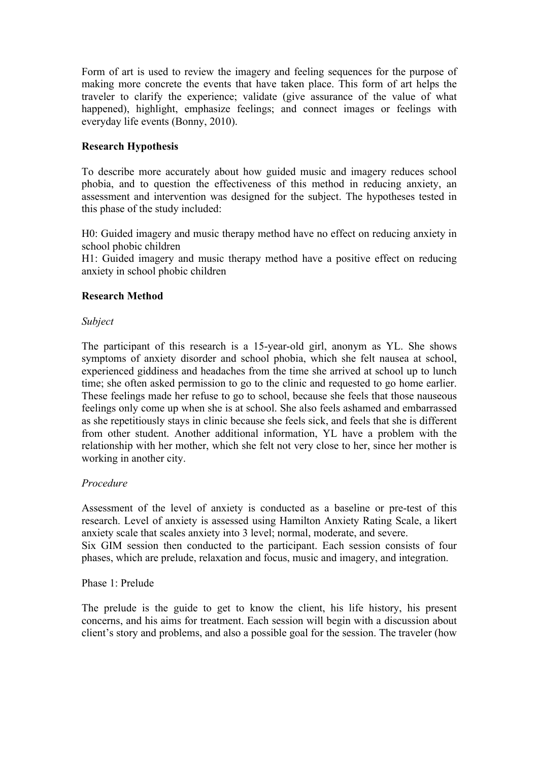Form of art is used to review the imagery and feeling sequences for the purpose of making more concrete the events that have taken place. This form of art helps the traveler to clarify the experience; validate (give assurance of the value of what happened), highlight, emphasize feelings; and connect images or feelings with everyday life events (Bonny, 2010).

**Research Hypothesis**

To describe more accurately about how guided music and imagery reduces school phobia, and to question the effectiveness of this method in reducing anxiety, an assessment and intervention was designed for the subject. The hypotheses tested in this phase of the study included:

H0: Guided imagery and music therapy method have no effect on reducing anxiety in school phobic children
H1: Guided imagery and music therapy method have a positive effect on reducing anxiety in school phobic children

**Research Method**

*Subject*

The participant of this research is a 15-year-old girl, anonym as YL. She shows symptoms of anxiety disorder and school phobia, which she felt nausea at school, experienced giddiness and headaches from the time she arrived at school up to lunch time; she often asked permission to go to the clinic and requested to go home earlier. These feelings made her refuse to go to school, because she feels that those nauseous feelings only come up when she is at school. She also feels ashamed and embarrassed as she repetitiously stays in clinic because she feels sick, and feels that she is different from other student. Another additional information, YL have a problem with the relationship with her mother, which she felt not very close to her, since her mother is working in another city.

*Procedure*

Assessment of the level of anxiety is conducted as a baseline or pre-test of this research. Level of anxiety is assessed using Hamilton Anxiety Rating Scale, a likert anxiety scale that scales anxiety into 3 level; normal, moderate, and severe.
Six GIM session then conducted to the participant. Each session consists of four phases, which are prelude, relaxation and focus, music and imagery, and integration.

Phase 1: Prelude

The prelude is the guide to get to know the client, his life history, his present concerns, and his aims for treatment. Each session will begin with a discussion about client's story and problems, and also a possible goal for the session. The traveler (how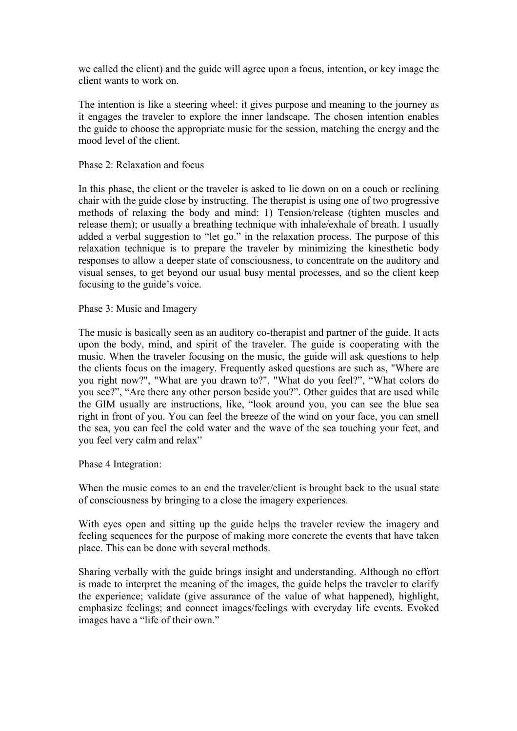we called the client) and the guide will agree upon a focus, intention, or key image the client wants to work on.

The intention is like a steering wheel: it gives purpose and meaning to the journey as it engages the traveler to explore the inner landscape. The chosen intention enables the guide to choose the appropriate music for the session, matching the energy and the mood level of the client.

Phase 2: Relaxation and focus

In this phase, the client or the traveler is asked to lie down on on a couch or reclining chair with the guide close by instructing. The therapist is using one of two progressive methods of relaxing the body and mind: 1) Tension/release (tighten muscles and release them); or usually a breathing technique with inhale/exhale of breath. I usually added a verbal suggestion to "let go." in the relaxation process. The purpose of this relaxation technique is to prepare the traveler by minimizing the kinesthetic body responses to allow a deeper state of consciousness, to concentrate on the auditory and visual senses, to get beyond our usual busy mental processes, and so the client keep focusing to the guide's voice.

Phase 3: Music and Imagery

The music is basically seen as an auditory co-therapist and partner of the guide. It acts upon the body, mind, and spirit of the traveler. The guide is cooperating with the music. When the traveler focusing on the music, the guide will ask questions to help the clients focus on the imagery. Frequently asked questions are such as, "Where are you right now?", "What are you drawn to?", "What do you feel?", "What colors do you see?", "Are there any other person beside you?". Other guides that are used while the GIM usually are instructions, like, "look around you, you can see the blue sea right in front of you. You can feel the breeze of the wind on your face, you can smell the sea, you can feel the cold water and the wave of the sea touching your feet, and you feel very calm and relax"

Phase 4 Integration:

When the music comes to an end the traveler/client is brought back to the usual state of consciousness by bringing to a close the imagery experiences.

With eyes open and sitting up the guide helps the traveler review the imagery and feeling sequences for the purpose of making more concrete the events that have taken place. This can be done with several methods.

Sharing verbally with the guide brings insight and understanding. Although no effort is made to interpret the meaning of the images, the guide helps the traveler to clarify the experience; validate (give assurance of the value of what happened), highlight, emphasize feelings; and connect images/feelings with everyday life events. Evoked images have a "life of their own."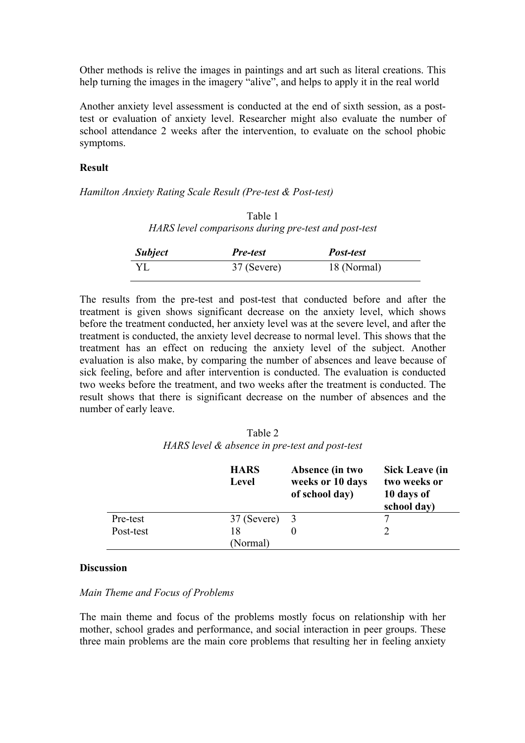Other methods is relive the images in paintings and art such as literal creations. This help turning the images in the imagery "alive", and helps to apply it in the real world

Another anxiety level assessment is conducted at the end of sixth session, as a post-test or evaluation of anxiety level. Researcher might also evaluate the number of school attendance 2 weeks after the intervention, to evaluate on the school phobic symptoms.

**Result**

*Hamilton Anxiety Rating Scale Result (Pre-test & Post-test)*

Table 1
*HARS level comparisons during pre-test and post-test*

| ***Subject*** | ***Pre-test*** | ***Post-test*** |
|---|---|---|
| YL | 37 (Severe) | 18 (Normal) |

The results from the pre-test and post-test that conducted before and after the treatment is given shows significant decrease on the anxiety level, which shows before the treatment conducted, her anxiety level was at the severe level, and after the treatment is conducted, the anxiety level decrease to normal level. This shows that the treatment has an effect on reducing the anxiety level of the subject. Another evaluation is also make, by comparing the number of absences and leave because of sick feeling, before and after intervention is conducted. The evaluation is conducted two weeks before the treatment, and two weeks after the treatment is conducted. The result shows that there is significant decrease on the number of absences and the number of early leave.

Table 2
*HARS level & absence in pre-test and post-test*

| | **HARS Level** | **Absence (in two weeks or 10 days of school day)** | **Sick Leave (in two weeks or 10 days of school day)** |
|---|---|---|---|
| Pre-test | 37 (Severe) | 3 | 7 |
| Post-test | 18 (Normal) | 0 | 2 |

**Discussion**

*Main Theme and Focus of Problems*

The main theme and focus of the problems mostly focus on relationship with her mother, school grades and performance, and social interaction in peer groups. These three main problems are the main core problems that resulting her in feeling anxiety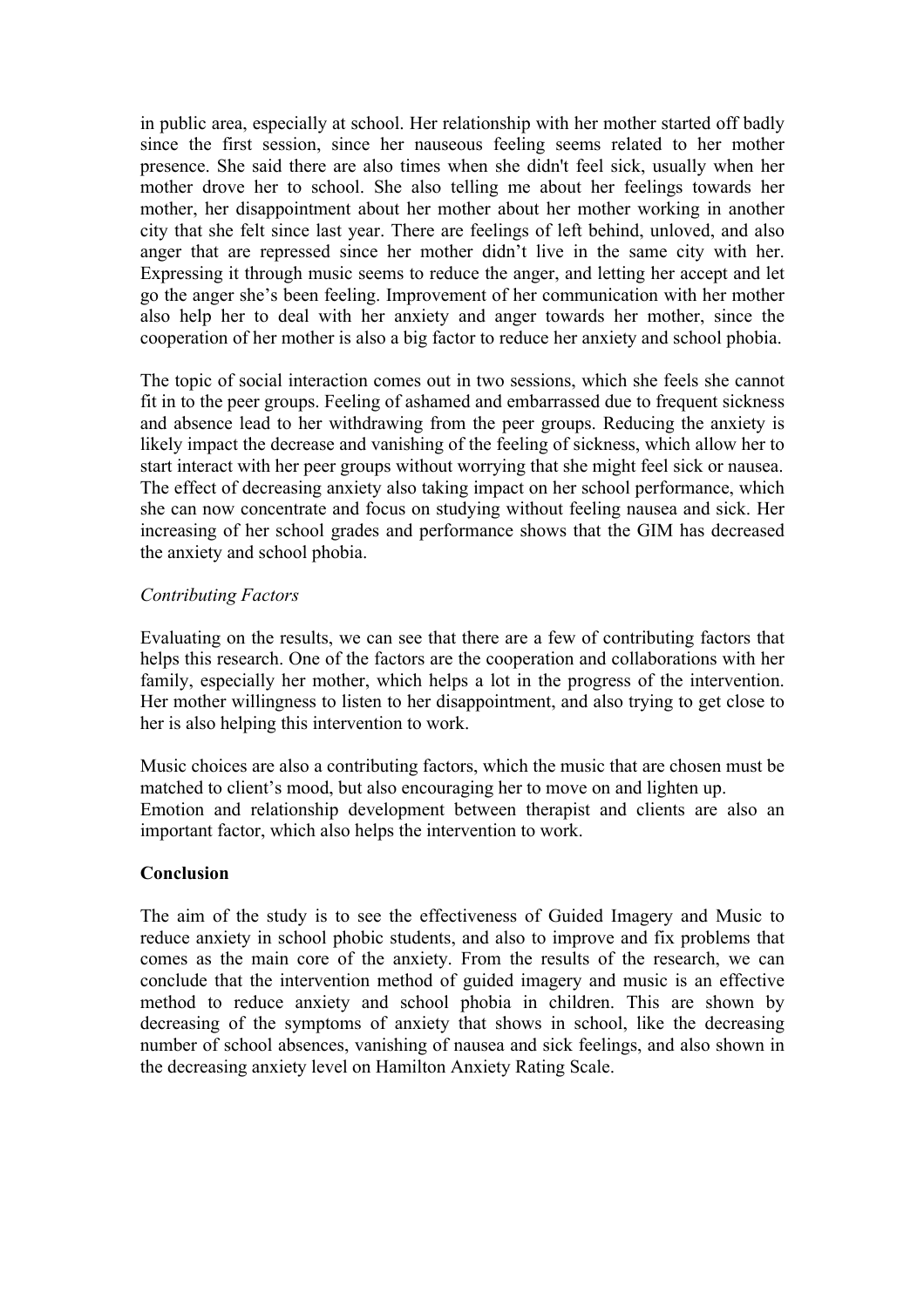in public area, especially at school. Her relationship with her mother started off badly since the first session, since her nauseous feeling seems related to her mother presence. She said there are also times when she didn't feel sick, usually when her mother drove her to school. She also telling me about her feelings towards her mother, her disappointment about her mother about her mother working in another city that she felt since last year. There are feelings of left behind, unloved, and also anger that are repressed since her mother didn't live in the same city with her. Expressing it through music seems to reduce the anger, and letting her accept and let go the anger she's been feeling. Improvement of her communication with her mother also help her to deal with her anxiety and anger towards her mother, since the cooperation of her mother is also a big factor to reduce her anxiety and school phobia.

The topic of social interaction comes out in two sessions, which she feels she cannot fit in to the peer groups. Feeling of ashamed and embarrassed due to frequent sickness and absence lead to her withdrawing from the peer groups. Reducing the anxiety is likely impact the decrease and vanishing of the feeling of sickness, which allow her to start interact with her peer groups without worrying that she might feel sick or nausea. The effect of decreasing anxiety also taking impact on her school performance, which she can now concentrate and focus on studying without feeling nausea and sick. Her increasing of her school grades and performance shows that the GIM has decreased the anxiety and school phobia.

*Contributing Factors*

Evaluating on the results, we can see that there are a few of contributing factors that helps this research. One of the factors are the cooperation and collaborations with her family, especially her mother, which helps a lot in the progress of the intervention. Her mother willingness to listen to her disappointment, and also trying to get close to her is also helping this intervention to work.

Music choices are also a contributing factors, which the music that are chosen must be matched to client's mood, but also encouraging her to move on and lighten up.
Emotion and relationship development between therapist and clients are also an important factor, which also helps the intervention to work.

**Conclusion**

The aim of the study is to see the effectiveness of Guided Imagery and Music to reduce anxiety in school phobic students, and also to improve and fix problems that comes as the main core of the anxiety. From the results of the research, we can conclude that the intervention method of guided imagery and music is an effective method to reduce anxiety and school phobia in children. This are shown by decreasing of the symptoms of anxiety that shows in school, like the decreasing number of school absences, vanishing of nausea and sick feelings, and also shown in the decreasing anxiety level on Hamilton Anxiety Rating Scale.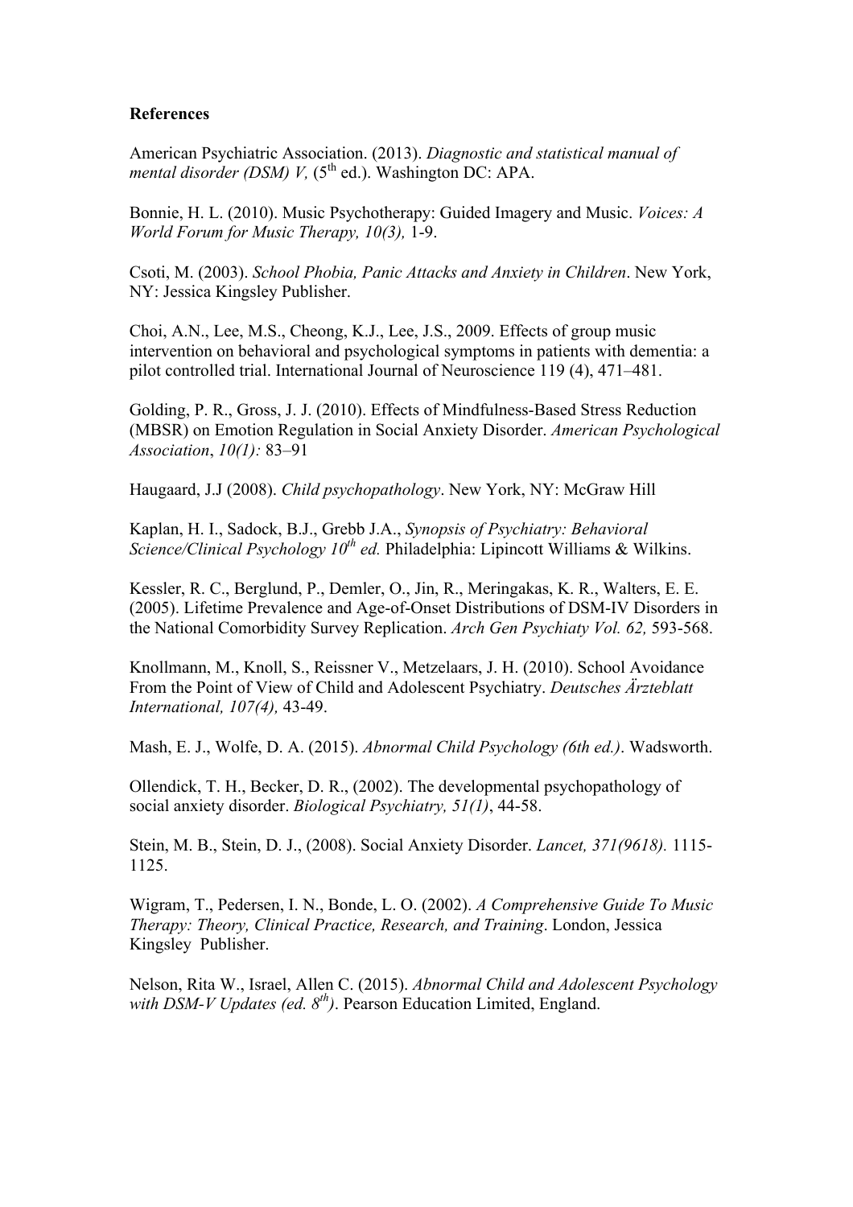**References**

American Psychiatric Association. (2013). *Diagnostic and statistical manual of mental disorder (DSM) V,* (5th ed.). Washington DC: APA.

Bonnie, H. L. (2010). Music Psychotherapy: Guided Imagery and Music. *Voices: A World Forum for Music Therapy, 10(3),* 1-9.

Csoti, M. (2003). *School Phobia, Panic Attacks and Anxiety in Children*. New York, NY: Jessica Kingsley Publisher.

Choi, A.N., Lee, M.S., Cheong, K.J., Lee, J.S., 2009. Effects of group music intervention on behavioral and psychological symptoms in patients with dementia: a pilot controlled trial. International Journal of Neuroscience 119 (4), 471–481.

Golding, P. R., Gross, J. J. (2010). Effects of Mindfulness-Based Stress Reduction (MBSR) on Emotion Regulation in Social Anxiety Disorder. *American Psychological Association*, *10(1):* 83–91

Haugaard, J.J (2008). *Child psychopathology*. New York, NY: McGraw Hill

Kaplan, H. I., Sadock, B.J., Grebb J.A., *Synopsis of Psychiatry: Behavioral Science/Clinical Psychology 10th ed.* Philadelphia: Lipincott Williams & Wilkins.

Kessler, R. C., Berglund, P., Demler, O., Jin, R., Meringakas, K. R., Walters, E. E. (2005). Lifetime Prevalence and Age-of-Onset Distributions of DSM-IV Disorders in the National Comorbidity Survey Replication. *Arch Gen Psychiaty Vol. 62,* 593-568.

Knollmann, M., Knoll, S., Reissner V., Metzelaars, J. H. (2010). School Avoidance From the Point of View of Child and Adolescent Psychiatry. *Deutsches Ärzteblatt International, 107(4),* 43-49.

Mash, E. J., Wolfe, D. A. (2015). *Abnormal Child Psychology (6th ed.)*. Wadsworth.

Ollendick, T. H., Becker, D. R., (2002). The developmental psychopathology of social anxiety disorder. *Biological Psychiatry, 51(1)*, 44-58.

Stein, M. B., Stein, D. J., (2008). Social Anxiety Disorder. *Lancet, 371(9618).* 1115-1125.

Wigram, T., Pedersen, I. N., Bonde, L. O. (2002). *A Comprehensive Guide To Music Therapy: Theory, Clinical Practice, Research, and Training*. London, Jessica Kingsley Publisher.

Nelson, Rita W., Israel, Allen C. (2015). *Abnormal Child and Adolescent Psychology with DSM-V Updates (ed. 8th)*. Pearson Education Limited, England.